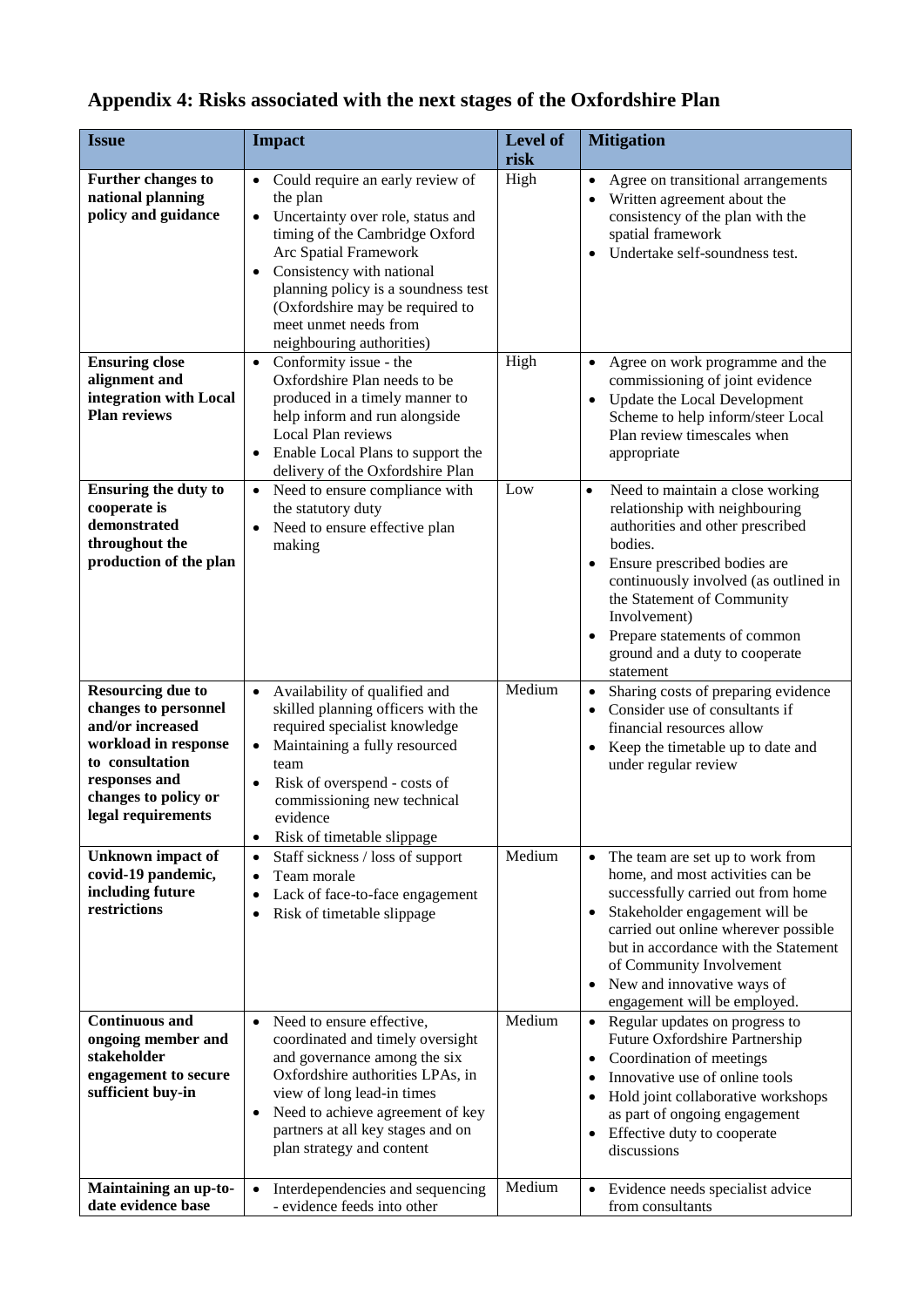# Appendix 4: Risks associated with the next stages of the Oxfordshire Plan

| Issue | Impact | Level of risk | Mitigation |
|---|---|---|---|
| **Further changes to national planning policy and guidance** | • Could require an early review of the plan<br>• Uncertainty over role, status and timing of the Cambridge Oxford Arc Spatial Framework<br>• Consistency with national planning policy is a soundness test (Oxfordshire may be required to meet unmet needs from neighbouring authorities) | High | • Agree on transitional arrangements<br>• Written agreement about the consistency of the plan with the spatial framework<br>• Undertake self-soundness test. |
| **Ensuring close alignment and integration with Local Plan reviews** | • Conformity issue - the Oxfordshire Plan needs to be produced in a timely manner to help inform and run alongside Local Plan reviews<br>• Enable Local Plans to support the delivery of the Oxfordshire Plan | High | • Agree on work programme and the commissioning of joint evidence<br>• Update the Local Development Scheme to help inform/steer Local Plan review timescales when appropriate |
| **Ensuring the duty to cooperate is demonstrated throughout the production of the plan** | • Need to ensure compliance with the statutory duty<br>• Need to ensure effective plan making | Low | • Need to maintain a close working relationship with neighbouring authorities and other prescribed bodies.<br>• Ensure prescribed bodies are continuously involved (as outlined in the Statement of Community Involvement)<br>• Prepare statements of common ground and a duty to cooperate statement |
| **Resourcing due to changes to personnel and/or increased workload in response to consultation responses and changes to policy or legal requirements** | • Availability of qualified and skilled planning officers with the required specialist knowledge<br>• Maintaining a fully resourced team<br>• Risk of overspend - costs of commissioning new technical evidence<br>• Risk of timetable slippage | Medium | • Sharing costs of preparing evidence<br>• Consider use of consultants if financial resources allow<br>• Keep the timetable up to date and under regular review |
| **Unknown impact of covid-19 pandemic, including future restrictions** | • Staff sickness / loss of support<br>• Team morale<br>• Lack of face-to-face engagement<br>• Risk of timetable slippage | Medium | • The team are set up to work from home, and most activities can be successfully carried out from home<br>• Stakeholder engagement will be carried out online wherever possible but in accordance with the Statement of Community Involvement<br>• New and innovative ways of engagement will be employed. |
| **Continuous and ongoing member and stakeholder engagement to secure sufficient buy-in** | • Need to ensure effective, coordinated and timely oversight and governance among the six Oxfordshire authorities LPAs, in view of long lead-in times<br>• Need to achieve agreement of key partners at all key stages and on plan strategy and content | Medium | • Regular updates on progress to Future Oxfordshire Partnership<br>• Coordination of meetings<br>• Innovative use of online tools<br>• Hold joint collaborative workshops as part of ongoing engagement<br>• Effective duty to cooperate discussions |
| **Maintaining an up-to-date evidence base** | • Interdependencies and sequencing - evidence feeds into other | Medium | • Evidence needs specialist advice from consultants |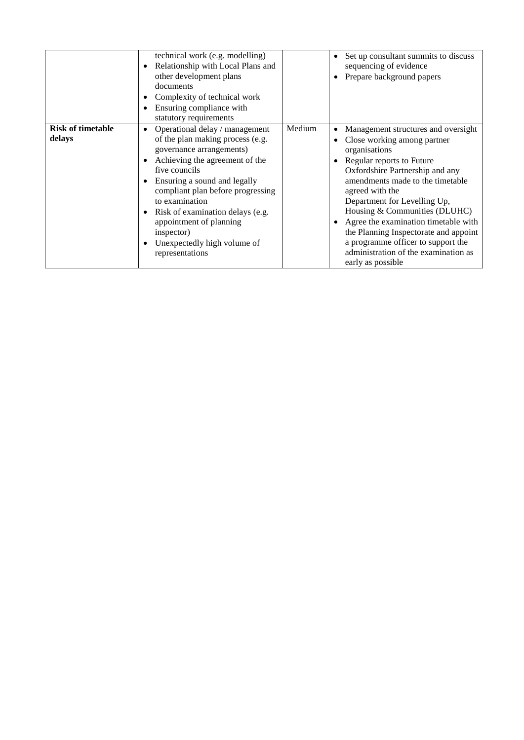| | | | |
|---|---|---|---|
| | technical work (e.g. modelling)<br>• Relationship with Local Plans and other development plans documents<br>• Complexity of technical work<br>• Ensuring compliance with statutory requirements | | • Set up consultant summits to discuss sequencing of evidence<br>• Prepare background papers |
| **Risk of timetable delays** | • Operational delay / management of the plan making process (e.g. governance arrangements)<br>• Achieving the agreement of the five councils<br>• Ensuring a sound and legally compliant plan before progressing to examination<br>• Risk of examination delays (e.g. appointment of planning inspector)<br>• Unexpectedly high volume of representations | Medium | • Management structures and oversight<br>• Close working among partner organisations<br>• Regular reports to Future Oxfordshire Partnership and any amendments made to the timetable agreed with the Department for Levelling Up, Housing & Communities (DLUHC)<br>• Agree the examination timetable with the Planning Inspectorate and appoint a programme officer to support the administration of the examination as early as possible |